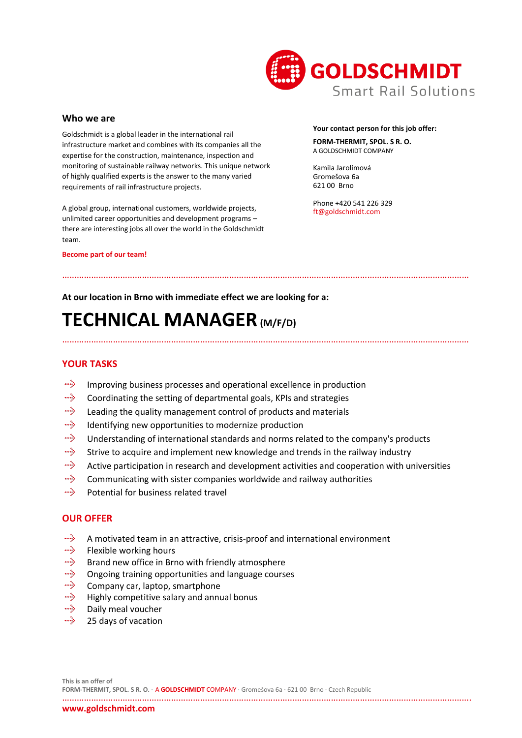GOLDSCHMIDT
Smart Rail Solutions

## Who we are

Goldschmidt is a global leader in the international rail infrastructure market and combines with its companies all the expertise for the construction, maintenance, inspection and monitoring of sustainable railway networks. This unique network of highly qualified experts is the answer to the many varied requirements of rail infrastructure projects.

A global group, international customers, worldwide projects, unlimited career opportunities and development programs – there are interesting jobs all over the world in the Goldschmidt team.

**Become part of our team!**

**Your contact person for this job offer:**

**FORM-THERMIT, SPOL. S R. O.**
A GOLDSCHMIDT COMPANY

Kamila Jarolímová
Gromešova 6a
621 00 Brno

Phone +420 541 226 329
ft@goldschmidt.com

**At our location in Brno with immediate effect we are looking for a:**

# TECHNICAL MANAGER (M/F/D)

## YOUR TASKS

- Improving business processes and operational excellence in production
- Coordinating the setting of departmental goals, KPIs and strategies
- Leading the quality management control of products and materials
- Identifying new opportunities to modernize production
- Understanding of international standards and norms related to the company's products
- Strive to acquire and implement new knowledge and trends in the railway industry
- Active participation in research and development activities and cooperation with universities
- Communicating with sister companies worldwide and railway authorities
- Potential for business related travel

## OUR OFFER

- A motivated team in an attractive, crisis-proof and international environment
- Flexible working hours
- Brand new office in Brno with friendly atmosphere
- Ongoing training opportunities and language courses
- Company car, laptop, smartphone
- Highly competitive salary and annual bonus
- Daily meal voucher
- 25 days of vacation

This is an offer of
**FORM-THERMIT, SPOL. S R. O.** · A **GOLDSCHMIDT** COMPANY · Gromešova 6a · 621 00 Brno · Czech Republic

**www.goldschmidt.com**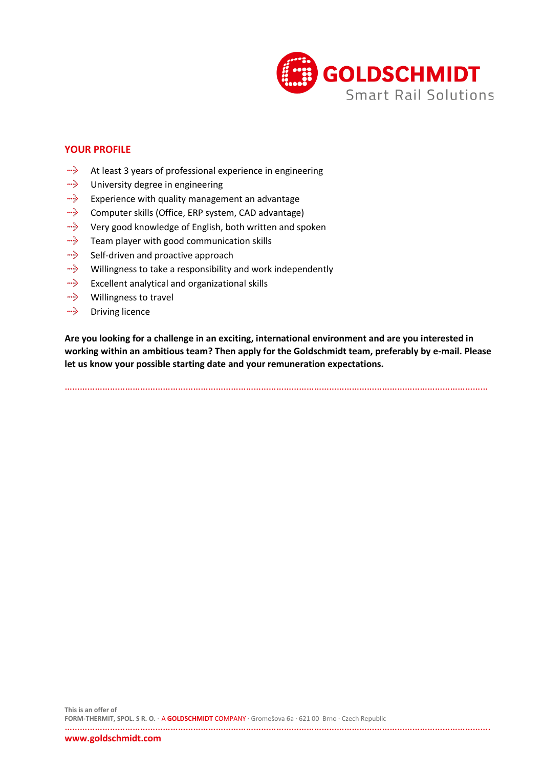## YOUR PROFILE

- At least 3 years of professional experience in engineering
- University degree in engineering
- Experience with quality management an advantage
- Computer skills (Office, ERP system, CAD advantage)
- Very good knowledge of English, both written and spoken
- Team player with good communication skills
- Self-driven and proactive approach
- Willingness to take a responsibility and work independently
- Excellent analytical and organizational skills
- Willingness to travel
- Driving licence

**Are you looking for a challenge in an exciting, international environment and are you interested in working within an ambitious team? Then apply for the Goldschmidt team, preferably by e-mail. Please let us know your possible starting date and your remuneration expectations.**

This is an offer of
**FORM-THERMIT, SPOL. S R. O.** · A **GOLDSCHMIDT** COMPANY · Gromešova 6a · 621 00 Brno · Czech Republic

**www.goldschmidt.com**